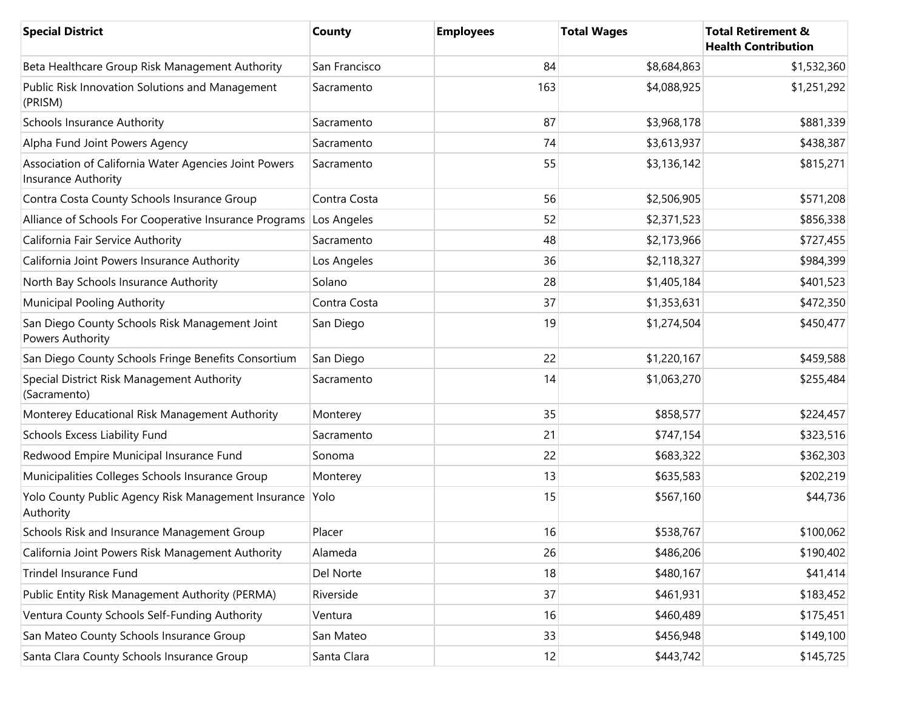| Special District | County | Employees | Total Wages | Total Retirement & Health Contribution |
|---|---|---|---|---|
| Beta Healthcare Group Risk Management Authority | San Francisco | 84 | $8,684,863 | $1,532,360 |
| Public Risk Innovation Solutions and Management (PRISM) | Sacramento | 163 | $4,088,925 | $1,251,292 |
| Schools Insurance Authority | Sacramento | 87 | $3,968,178 | $881,339 |
| Alpha Fund Joint Powers Agency | Sacramento | 74 | $3,613,937 | $438,387 |
| Association of California Water Agencies Joint Powers Insurance Authority | Sacramento | 55 | $3,136,142 | $815,271 |
| Contra Costa County Schools Insurance Group | Contra Costa | 56 | $2,506,905 | $571,208 |
| Alliance of Schools For Cooperative Insurance Programs | Los Angeles | 52 | $2,371,523 | $856,338 |
| California Fair Service Authority | Sacramento | 48 | $2,173,966 | $727,455 |
| California Joint Powers Insurance Authority | Los Angeles | 36 | $2,118,327 | $984,399 |
| North Bay Schools Insurance Authority | Solano | 28 | $1,405,184 | $401,523 |
| Municipal Pooling Authority | Contra Costa | 37 | $1,353,631 | $472,350 |
| San Diego County Schools Risk Management Joint Powers Authority | San Diego | 19 | $1,274,504 | $450,477 |
| San Diego County Schools Fringe Benefits Consortium | San Diego | 22 | $1,220,167 | $459,588 |
| Special District Risk Management Authority (Sacramento) | Sacramento | 14 | $1,063,270 | $255,484 |
| Monterey Educational Risk Management Authority | Monterey | 35 | $858,577 | $224,457 |
| Schools Excess Liability Fund | Sacramento | 21 | $747,154 | $323,516 |
| Redwood Empire Municipal Insurance Fund | Sonoma | 22 | $683,322 | $362,303 |
| Municipalities Colleges Schools Insurance Group | Monterey | 13 | $635,583 | $202,219 |
| Yolo County Public Agency Risk Management Insurance Authority | Yolo | 15 | $567,160 | $44,736 |
| Schools Risk and Insurance Management Group | Placer | 16 | $538,767 | $100,062 |
| California Joint Powers Risk Management Authority | Alameda | 26 | $486,206 | $190,402 |
| Trindel Insurance Fund | Del Norte | 18 | $480,167 | $41,414 |
| Public Entity Risk Management Authority (PERMA) | Riverside | 37 | $461,931 | $183,452 |
| Ventura County Schools Self-Funding Authority | Ventura | 16 | $460,489 | $175,451 |
| San Mateo County Schools Insurance Group | San Mateo | 33 | $456,948 | $149,100 |
| Santa Clara County Schools Insurance Group | Santa Clara | 12 | $443,742 | $145,725 |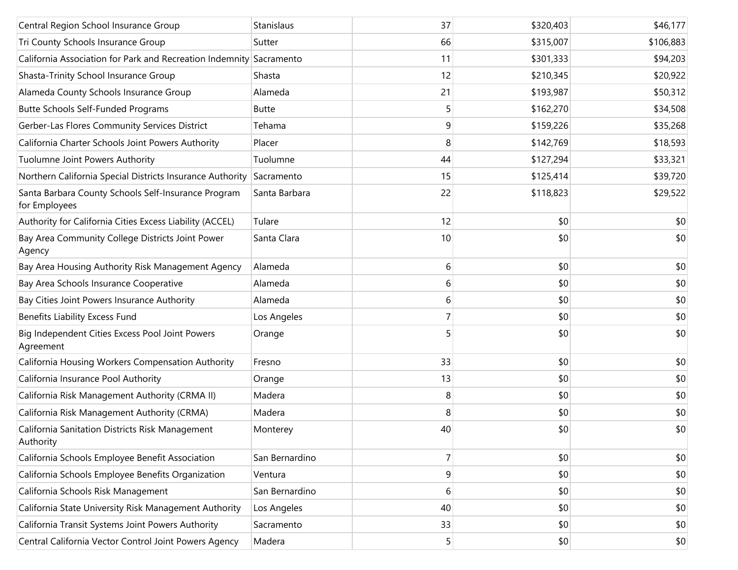| | | | | |
|---|---|---|---|---|
| Central Region School Insurance Group | Stanislaus | 37 | $320,403 | $46,177 |
| Tri County Schools Insurance Group | Sutter | 66 | $315,007 | $106,883 |
| California Association for Park and Recreation Indemnity | Sacramento | 11 | $301,333 | $94,203 |
| Shasta-Trinity School Insurance Group | Shasta | 12 | $210,345 | $20,922 |
| Alameda County Schools Insurance Group | Alameda | 21 | $193,987 | $50,312 |
| Butte Schools Self-Funded Programs | Butte | 5 | $162,270 | $34,508 |
| Gerber-Las Flores Community Services District | Tehama | 9 | $159,226 | $35,268 |
| California Charter Schools Joint Powers Authority | Placer | 8 | $142,769 | $18,593 |
| Tuolumne Joint Powers Authority | Tuolumne | 44 | $127,294 | $33,321 |
| Northern California Special Districts Insurance Authority | Sacramento | 15 | $125,414 | $39,720 |
| Santa Barbara County Schools Self-Insurance Program for Employees | Santa Barbara | 22 | $118,823 | $29,522 |
| Authority for California Cities Excess Liability (ACCEL) | Tulare | 12 | $0 | $0 |
| Bay Area Community College Districts Joint Power Agency | Santa Clara | 10 | $0 | $0 |
| Bay Area Housing Authority Risk Management Agency | Alameda | 6 | $0 | $0 |
| Bay Area Schools Insurance Cooperative | Alameda | 6 | $0 | $0 |
| Bay Cities Joint Powers Insurance Authority | Alameda | 6 | $0 | $0 |
| Benefits Liability Excess Fund | Los Angeles | 7 | $0 | $0 |
| Big Independent Cities Excess Pool Joint Powers Agreement | Orange | 5 | $0 | $0 |
| California Housing Workers Compensation Authority | Fresno | 33 | $0 | $0 |
| California Insurance Pool Authority | Orange | 13 | $0 | $0 |
| California Risk Management Authority (CRMA II) | Madera | 8 | $0 | $0 |
| California Risk Management Authority (CRMA) | Madera | 8 | $0 | $0 |
| California Sanitation Districts Risk Management Authority | Monterey | 40 | $0 | $0 |
| California Schools Employee Benefit Association | San Bernardino | 7 | $0 | $0 |
| California Schools Employee Benefits Organization | Ventura | 9 | $0 | $0 |
| California Schools Risk Management | San Bernardino | 6 | $0 | $0 |
| California State University Risk Management Authority | Los Angeles | 40 | $0 | $0 |
| California Transit Systems Joint Powers Authority | Sacramento | 33 | $0 | $0 |
| Central California Vector Control Joint Powers Agency | Madera | 5 | $0 | $0 |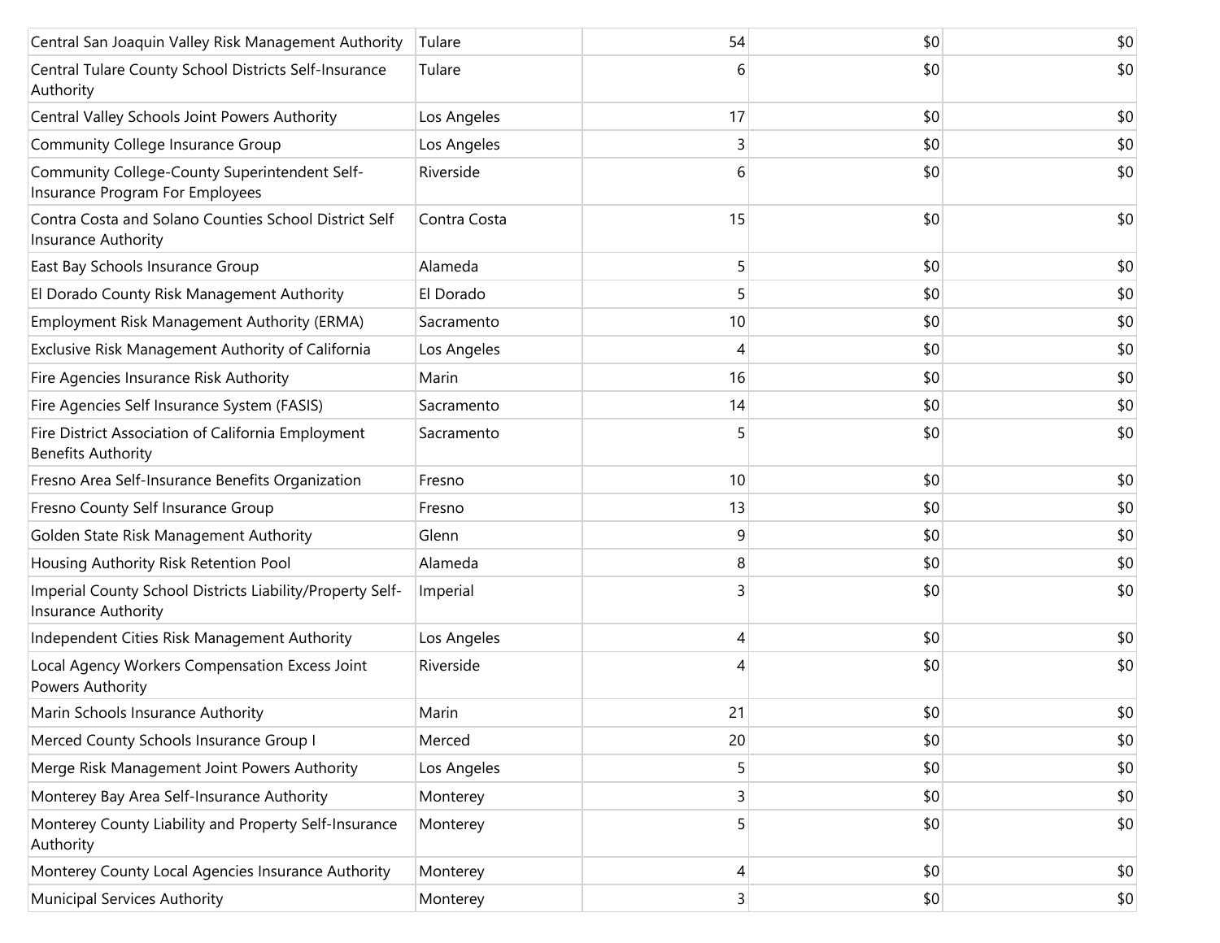| | | | | |
|---|---|---|---|---|
| Central San Joaquin Valley Risk Management Authority | Tulare | 54 | $0 | $0 |
| Central Tulare County School Districts Self-Insurance Authority | Tulare | 6 | $0 | $0 |
| Central Valley Schools Joint Powers Authority | Los Angeles | 17 | $0 | $0 |
| Community College Insurance Group | Los Angeles | 3 | $0 | $0 |
| Community College-County Superintendent Self-Insurance Program For Employees | Riverside | 6 | $0 | $0 |
| Contra Costa and Solano Counties School District Self Insurance Authority | Contra Costa | 15 | $0 | $0 |
| East Bay Schools Insurance Group | Alameda | 5 | $0 | $0 |
| El Dorado County Risk Management Authority | El Dorado | 5 | $0 | $0 |
| Employment Risk Management Authority (ERMA) | Sacramento | 10 | $0 | $0 |
| Exclusive Risk Management Authority of California | Los Angeles | 4 | $0 | $0 |
| Fire Agencies Insurance Risk Authority | Marin | 16 | $0 | $0 |
| Fire Agencies Self Insurance System (FASIS) | Sacramento | 14 | $0 | $0 |
| Fire District Association of California Employment Benefits Authority | Sacramento | 5 | $0 | $0 |
| Fresno Area Self-Insurance Benefits Organization | Fresno | 10 | $0 | $0 |
| Fresno County Self Insurance Group | Fresno | 13 | $0 | $0 |
| Golden State Risk Management Authority | Glenn | 9 | $0 | $0 |
| Housing Authority Risk Retention Pool | Alameda | 8 | $0 | $0 |
| Imperial County School Districts Liability/Property Self-Insurance Authority | Imperial | 3 | $0 | $0 |
| Independent Cities Risk Management Authority | Los Angeles | 4 | $0 | $0 |
| Local Agency Workers Compensation Excess Joint Powers Authority | Riverside | 4 | $0 | $0 |
| Marin Schools Insurance Authority | Marin | 21 | $0 | $0 |
| Merced County Schools Insurance Group I | Merced | 20 | $0 | $0 |
| Merge Risk Management Joint Powers Authority | Los Angeles | 5 | $0 | $0 |
| Monterey Bay Area Self-Insurance Authority | Monterey | 3 | $0 | $0 |
| Monterey County Liability and Property Self-Insurance Authority | Monterey | 5 | $0 | $0 |
| Monterey County Local Agencies Insurance Authority | Monterey | 4 | $0 | $0 |
| Municipal Services Authority | Monterey | 3 | $0 | $0 |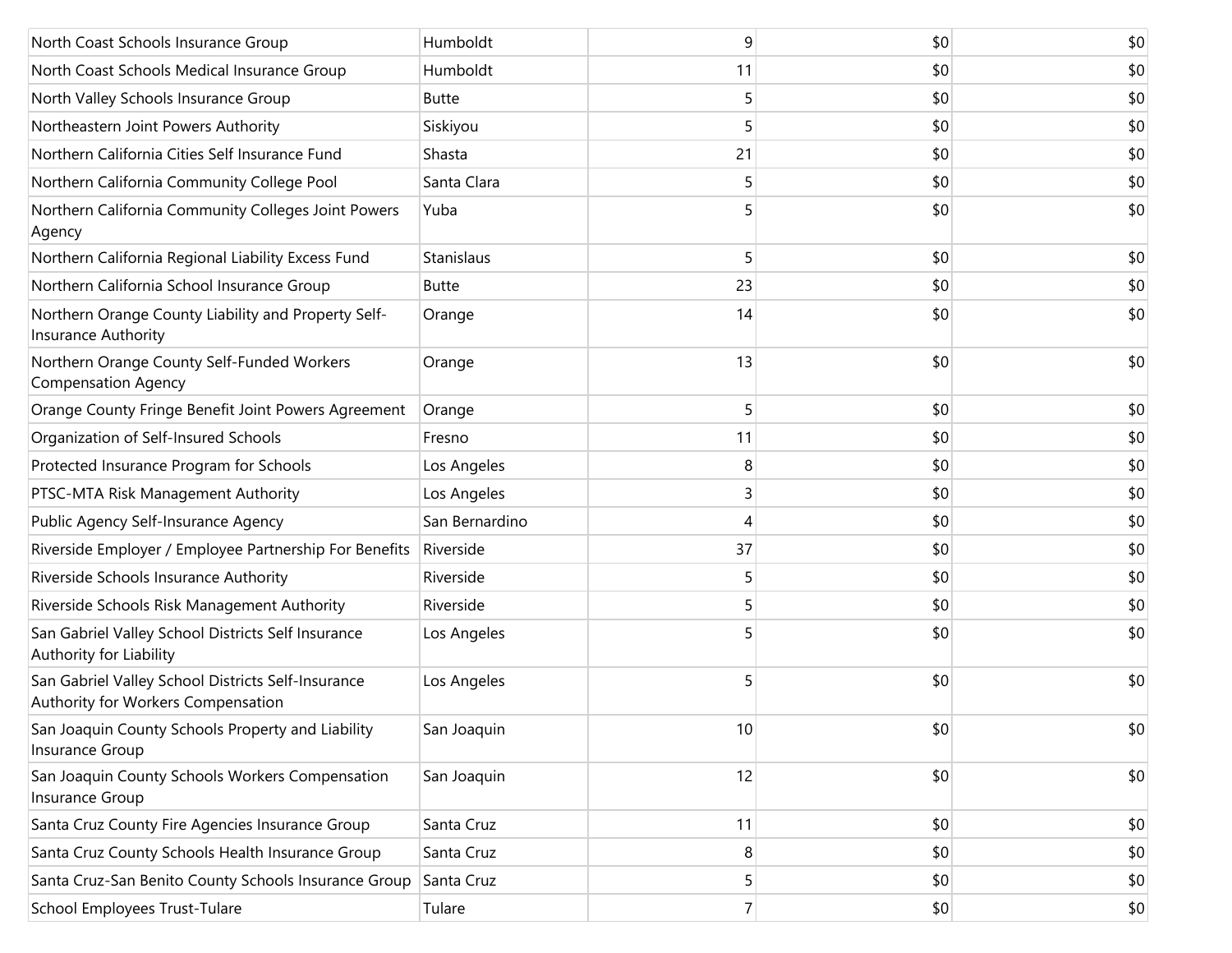| | | | | |
|---|---|---|---|---|
| North Coast Schools Insurance Group | Humboldt | 9 | $0 | $0 |
| North Coast Schools Medical Insurance Group | Humboldt | 11 | $0 | $0 |
| North Valley Schools Insurance Group | Butte | 5 | $0 | $0 |
| Northeastern Joint Powers Authority | Siskiyou | 5 | $0 | $0 |
| Northern California Cities Self Insurance Fund | Shasta | 21 | $0 | $0 |
| Northern California Community College Pool | Santa Clara | 5 | $0 | $0 |
| Northern California Community Colleges Joint Powers Agency | Yuba | 5 | $0 | $0 |
| Northern California Regional Liability Excess Fund | Stanislaus | 5 | $0 | $0 |
| Northern California School Insurance Group | Butte | 23 | $0 | $0 |
| Northern Orange County Liability and Property Self-Insurance Authority | Orange | 14 | $0 | $0 |
| Northern Orange County Self-Funded Workers Compensation Agency | Orange | 13 | $0 | $0 |
| Orange County Fringe Benefit Joint Powers Agreement | Orange | 5 | $0 | $0 |
| Organization of Self-Insured Schools | Fresno | 11 | $0 | $0 |
| Protected Insurance Program for Schools | Los Angeles | 8 | $0 | $0 |
| PTSC-MTA Risk Management Authority | Los Angeles | 3 | $0 | $0 |
| Public Agency Self-Insurance Agency | San Bernardino | 4 | $0 | $0 |
| Riverside Employer / Employee Partnership For Benefits | Riverside | 37 | $0 | $0 |
| Riverside Schools Insurance Authority | Riverside | 5 | $0 | $0 |
| Riverside Schools Risk Management Authority | Riverside | 5 | $0 | $0 |
| San Gabriel Valley School Districts Self Insurance Authority for Liability | Los Angeles | 5 | $0 | $0 |
| San Gabriel Valley School Districts Self-Insurance Authority for Workers Compensation | Los Angeles | 5 | $0 | $0 |
| San Joaquin County Schools Property and Liability Insurance Group | San Joaquin | 10 | $0 | $0 |
| San Joaquin County Schools Workers Compensation Insurance Group | San Joaquin | 12 | $0 | $0 |
| Santa Cruz County Fire Agencies Insurance Group | Santa Cruz | 11 | $0 | $0 |
| Santa Cruz County Schools Health Insurance Group | Santa Cruz | 8 | $0 | $0 |
| Santa Cruz-San Benito County Schools Insurance Group | Santa Cruz | 5 | $0 | $0 |
| School Employees Trust-Tulare | Tulare | 7 | $0 | $0 |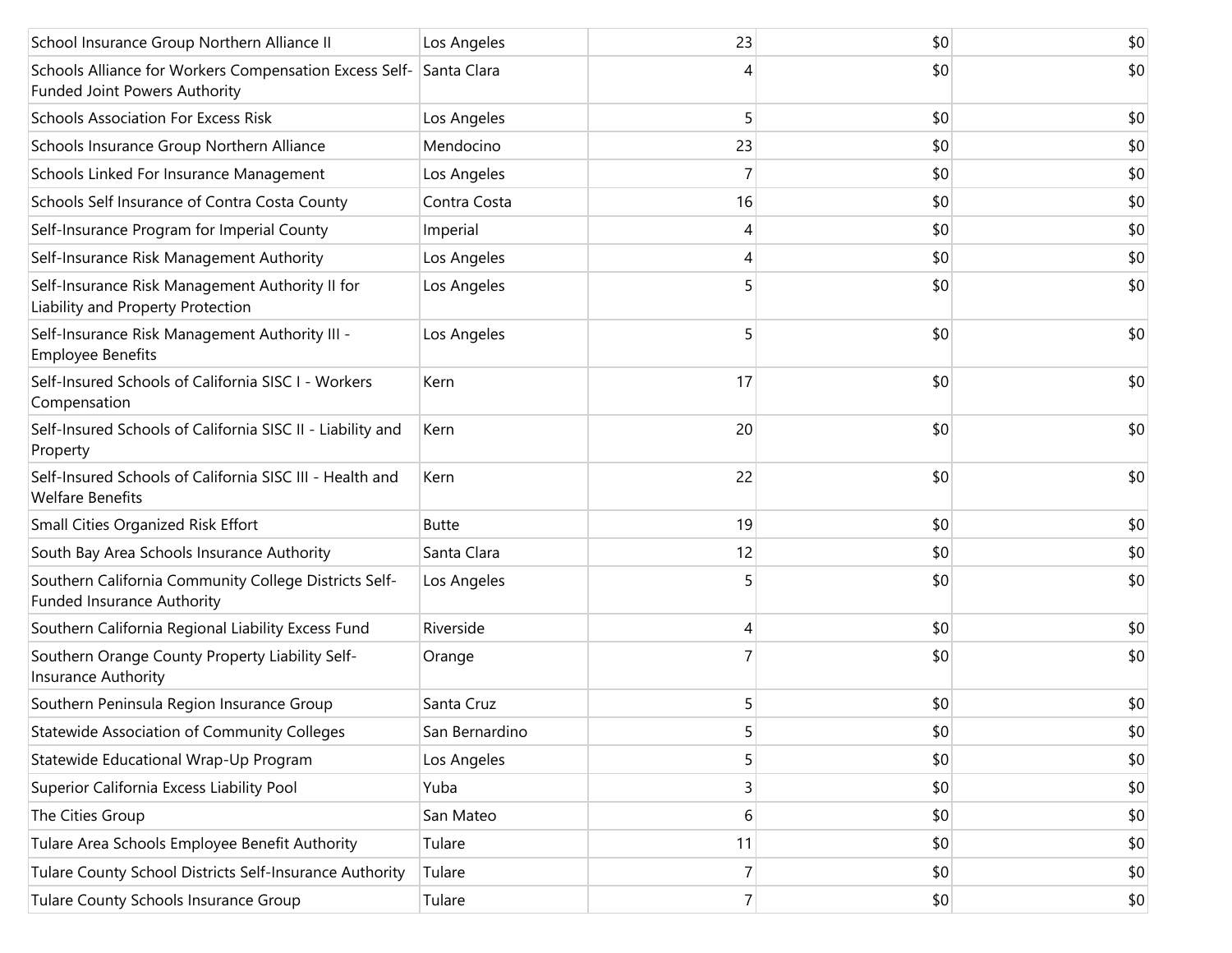| | | | | |
|---|---|---|---|---|
| School Insurance Group Northern Alliance II | Los Angeles | 23 | $0 | $0 |
| Schools Alliance for Workers Compensation Excess Self-Funded Joint Powers Authority | Santa Clara | 4 | $0 | $0 |
| Schools Association For Excess Risk | Los Angeles | 5 | $0 | $0 |
| Schools Insurance Group Northern Alliance | Mendocino | 23 | $0 | $0 |
| Schools Linked For Insurance Management | Los Angeles | 7 | $0 | $0 |
| Schools Self Insurance of Contra Costa County | Contra Costa | 16 | $0 | $0 |
| Self-Insurance Program for Imperial County | Imperial | 4 | $0 | $0 |
| Self-Insurance Risk Management Authority | Los Angeles | 4 | $0 | $0 |
| Self-Insurance Risk Management Authority II for Liability and Property Protection | Los Angeles | 5 | $0 | $0 |
| Self-Insurance Risk Management Authority III - Employee Benefits | Los Angeles | 5 | $0 | $0 |
| Self-Insured Schools of California SISC I - Workers Compensation | Kern | 17 | $0 | $0 |
| Self-Insured Schools of California SISC II - Liability and Property | Kern | 20 | $0 | $0 |
| Self-Insured Schools of California SISC III - Health and Welfare Benefits | Kern | 22 | $0 | $0 |
| Small Cities Organized Risk Effort | Butte | 19 | $0 | $0 |
| South Bay Area Schools Insurance Authority | Santa Clara | 12 | $0 | $0 |
| Southern California Community College Districts Self-Funded Insurance Authority | Los Angeles | 5 | $0 | $0 |
| Southern California Regional Liability Excess Fund | Riverside | 4 | $0 | $0 |
| Southern Orange County Property Liability Self-Insurance Authority | Orange | 7 | $0 | $0 |
| Southern Peninsula Region Insurance Group | Santa Cruz | 5 | $0 | $0 |
| Statewide Association of Community Colleges | San Bernardino | 5 | $0 | $0 |
| Statewide Educational Wrap-Up Program | Los Angeles | 5 | $0 | $0 |
| Superior California Excess Liability Pool | Yuba | 3 | $0 | $0 |
| The Cities Group | San Mateo | 6 | $0 | $0 |
| Tulare Area Schools Employee Benefit Authority | Tulare | 11 | $0 | $0 |
| Tulare County School Districts Self-Insurance Authority | Tulare | 7 | $0 | $0 |
| Tulare County Schools Insurance Group | Tulare | 7 | $0 | $0 |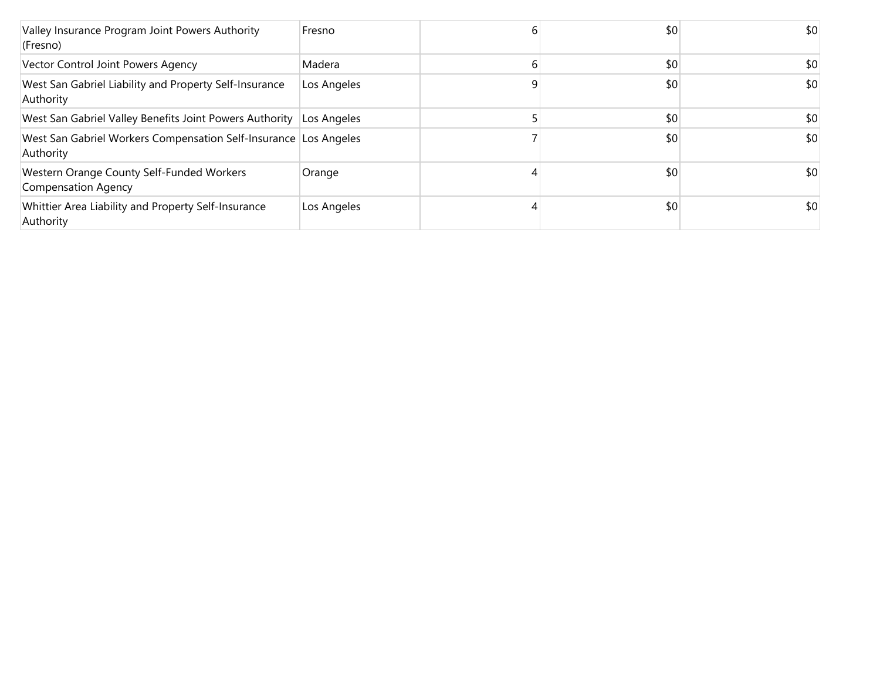| | | | | |
|---|---|---|---|---|
| Valley Insurance Program Joint Powers Authority (Fresno) | Fresno | 6 | $0 | $0 |
| Vector Control Joint Powers Agency | Madera | 6 | $0 | $0 |
| West San Gabriel Liability and Property Self-Insurance Authority | Los Angeles | 9 | $0 | $0 |
| West San Gabriel Valley Benefits Joint Powers Authority | Los Angeles | 5 | $0 | $0 |
| West San Gabriel Workers Compensation Self-Insurance Authority | Los Angeles | 7 | $0 | $0 |
| Western Orange County Self-Funded Workers Compensation Agency | Orange | 4 | $0 | $0 |
| Whittier Area Liability and Property Self-Insurance Authority | Los Angeles | 4 | $0 | $0 |